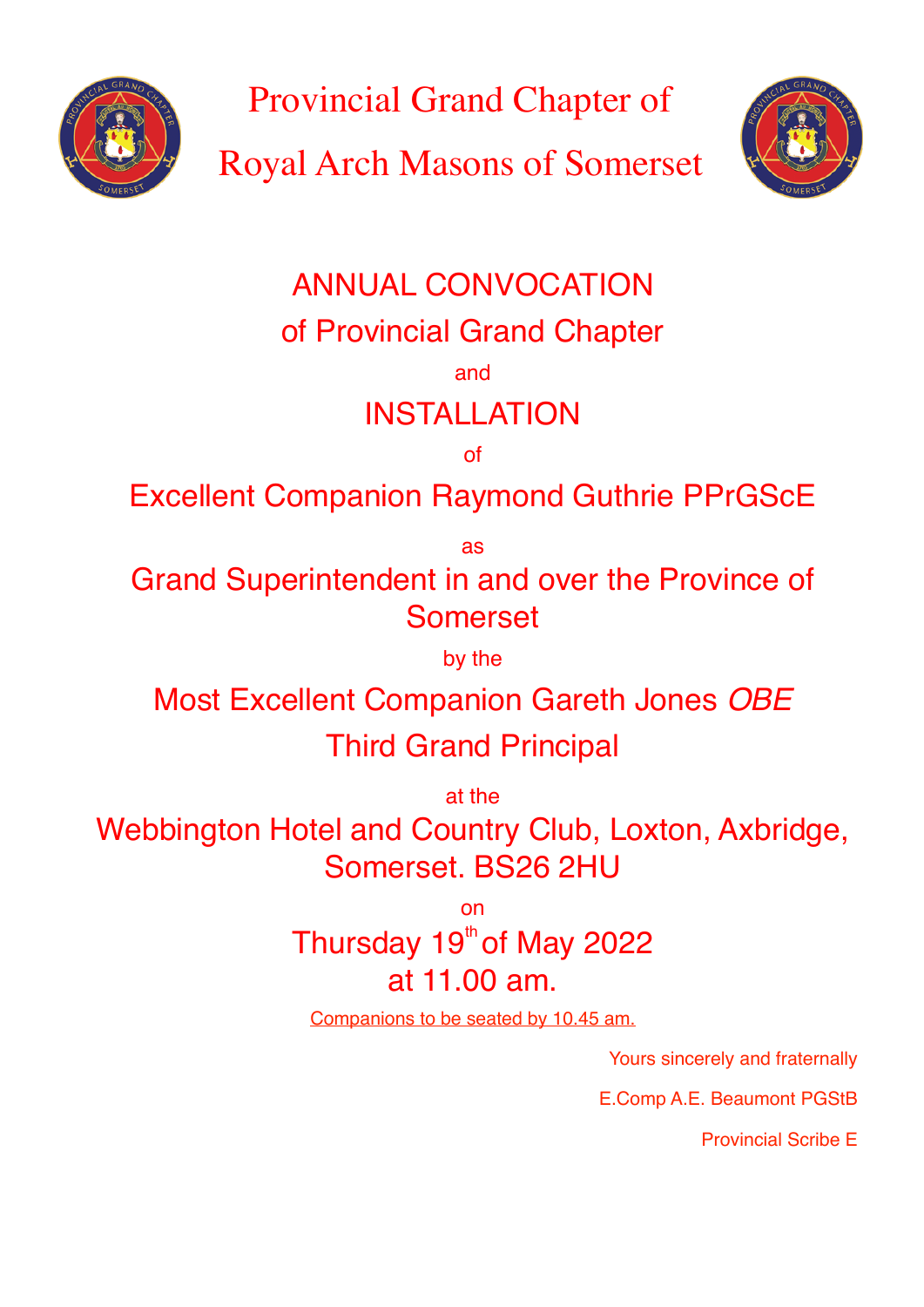# Provincial Grand Chapter of Royal Arch Masons of Somerset

## ANNUAL CONVOCATION

## of Provincial Grand Chapter

and

## INSTALLATION

of

## Excellent Companion Raymond Guthrie PPrGScE

as

## Grand Superintendent in and over the Province of Somerset

by the

## Most Excellent Companion Gareth Jones *OBE*

## Third Grand Principal

at the

## Webbington Hotel and Country Club, Loxton, Axbridge, Somerset. BS26 2HU

on

## Thursday 19th of May 2022

## at 11.00 am.

Companions to be seated by 10.45 am.

Yours sincerely and fraternally

E.Comp A.E. Beaumont PGStB

Provincial Scribe E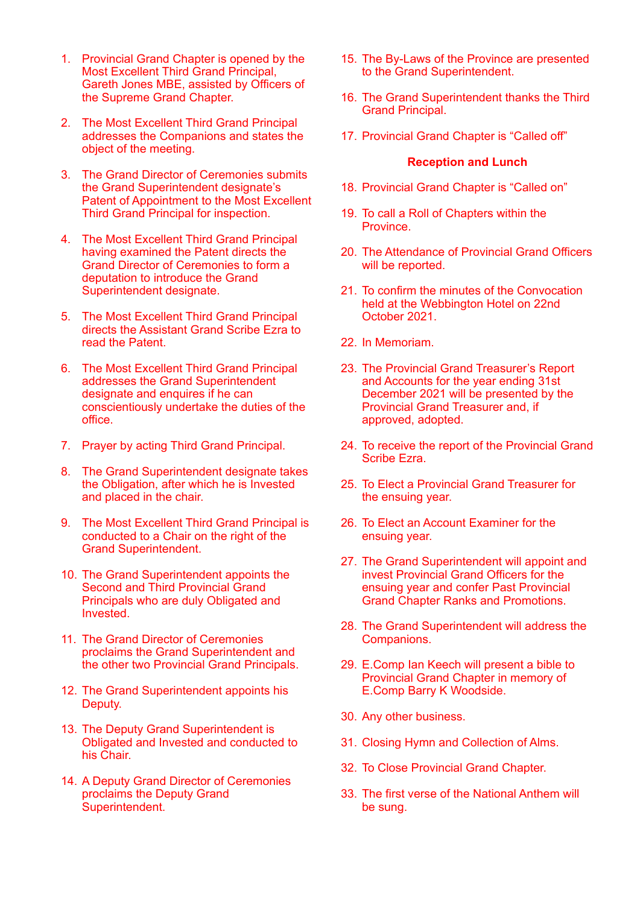1. Provincial Grand Chapter is opened by the Most Excellent Third Grand Principal, Gareth Jones MBE, assisted by Officers of the Supreme Grand Chapter.

2. The Most Excellent Third Grand Principal addresses the Companions and states the object of the meeting.

3. The Grand Director of Ceremonies submits the Grand Superintendent designate's Patent of Appointment to the Most Excellent Third Grand Principal for inspection.

4. The Most Excellent Third Grand Principal having examined the Patent directs the Grand Director of Ceremonies to form a deputation to introduce the Grand Superintendent designate.

5. The Most Excellent Third Grand Principal directs the Assistant Grand Scribe Ezra to read the Patent.

6. The Most Excellent Third Grand Principal addresses the Grand Superintendent designate and enquires if he can conscientiously undertake the duties of the office.

7. Prayer by acting Third Grand Principal.

8. The Grand Superintendent designate takes the Obligation, after which he is Invested and placed in the chair.

9. The Most Excellent Third Grand Principal is conducted to a Chair on the right of the Grand Superintendent.

10. The Grand Superintendent appoints the Second and Third Provincial Grand Principals who are duly Obligated and Invested.

11. The Grand Director of Ceremonies proclaims the Grand Superintendent and the other two Provincial Grand Principals.

12. The Grand Superintendent appoints his Deputy.

13. The Deputy Grand Superintendent is Obligated and Invested and conducted to his Chair.

14. A Deputy Grand Director of Ceremonies proclaims the Deputy Grand Superintendent.

15. The By-Laws of the Province are presented to the Grand Superintendent.

16. The Grand Superintendent thanks the Third Grand Principal.

17. Provincial Grand Chapter is "Called off"

**Reception and Lunch**

18. Provincial Grand Chapter is "Called on"

19. To call a Roll of Chapters within the Province.

20. The Attendance of Provincial Grand Officers will be reported.

21. To confirm the minutes of the Convocation held at the Webbington Hotel on 22nd October 2021.

22. In Memoriam.

23. The Provincial Grand Treasurer's Report and Accounts for the year ending 31st December 2021 will be presented by the Provincial Grand Treasurer and, if approved, adopted.

24. To receive the report of the Provincial Grand Scribe Ezra.

25. To Elect a Provincial Grand Treasurer for the ensuing year.

26. To Elect an Account Examiner for the ensuing year.

27. The Grand Superintendent will appoint and invest Provincial Grand Officers for the ensuing year and confer Past Provincial Grand Chapter Ranks and Promotions.

28. The Grand Superintendent will address the Companions.

29. E.Comp Ian Keech will present a bible to Provincial Grand Chapter in memory of E.Comp Barry K Woodside.

30. Any other business.

31. Closing Hymn and Collection of Alms.

32. To Close Provincial Grand Chapter.

33. The first verse of the National Anthem will be sung.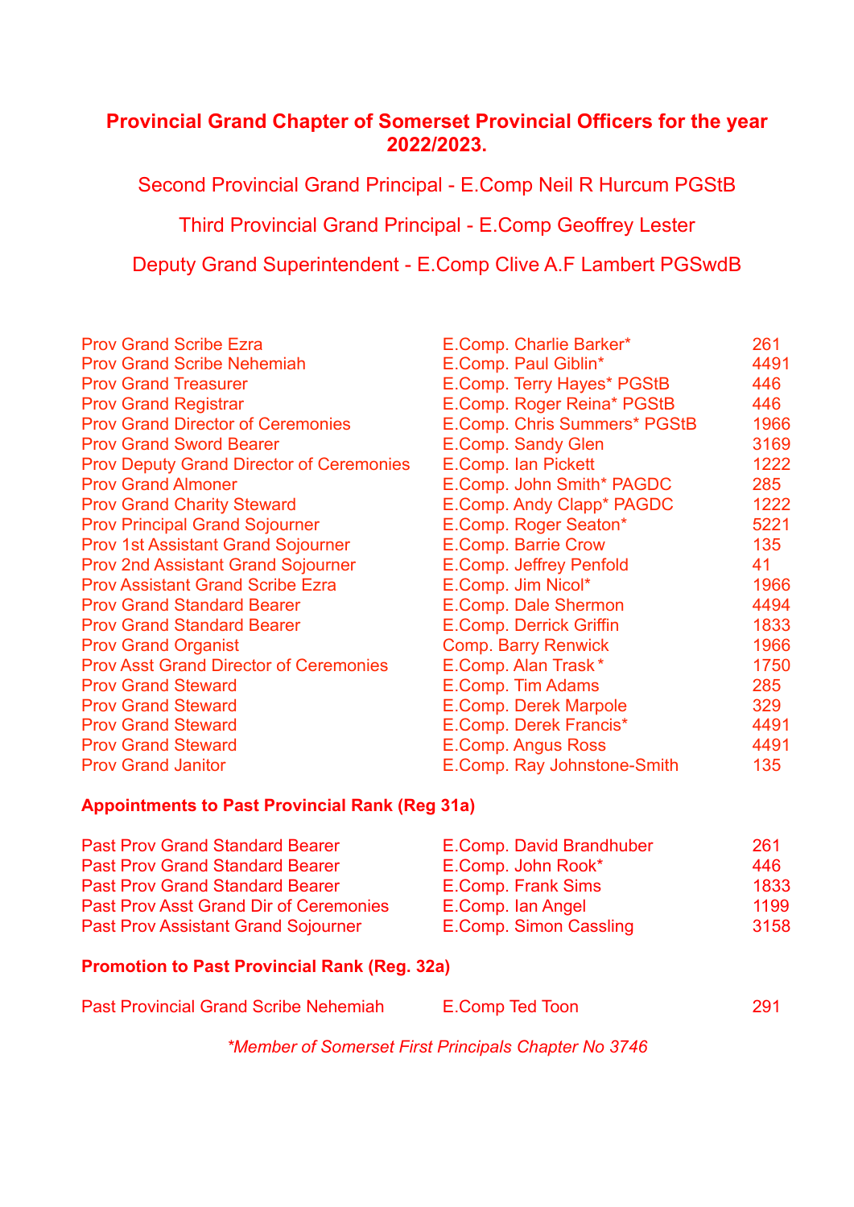## Provincial Grand Chapter of Somerset Provincial Officers for the year 2022/2023.

Second Provincial Grand Principal - E.Comp Neil R Hurcum PGStB

Third Provincial Grand Principal - E.Comp Geoffrey Lester

Deputy Grand Superintendent - E.Comp Clive A.F Lambert PGSwdB

| | | |
|---|---|---|
| Prov Grand Scribe Ezra | E.Comp. Charlie Barker* | 261 |
| Prov Grand Scribe Nehemiah | E.Comp. Paul Giblin* | 4491 |
| Prov Grand Treasurer | E.Comp. Terry Hayes* PGStB | 446 |
| Prov Grand Registrar | E.Comp. Roger Reina* PGStB | 446 |
| Prov Grand Director of Ceremonies | E.Comp. Chris Summers* PGStB | 1966 |
| Prov Grand Sword Bearer | E.Comp. Sandy Glen | 3169 |
| Prov Deputy Grand Director of Ceremonies | E.Comp. Ian Pickett | 1222 |
| Prov Grand Almoner | E.Comp. John Smith* PAGDC | 285 |
| Prov Grand Charity Steward | E.Comp. Andy Clapp* PAGDC | 1222 |
| Prov Principal Grand Sojourner | E.Comp. Roger Seaton* | 5221 |
| Prov 1st Assistant Grand Sojourner | E.Comp. Barrie Crow | 135 |
| Prov 2nd Assistant Grand Sojourner | E.Comp. Jeffrey Penfold | 41 |
| Prov Assistant Grand Scribe Ezra | E.Comp. Jim Nicol* | 1966 |
| Prov Grand Standard Bearer | E.Comp. Dale Shermon | 4494 |
| Prov Grand Standard Bearer | E.Comp. Derrick Griffin | 1833 |
| Prov Grand Organist | Comp. Barry Renwick | 1966 |
| Prov Asst Grand Director of Ceremonies | E.Comp. Alan Trask* | 1750 |
| Prov Grand Steward | E.Comp. Tim Adams | 285 |
| Prov Grand Steward | E.Comp. Derek Marpole | 329 |
| Prov Grand Steward | E.Comp. Derek Francis* | 4491 |
| Prov Grand Steward | E.Comp. Angus Ross | 4491 |
| Prov Grand Janitor | E.Comp. Ray Johnstone-Smith | 135 |

### Appointments to Past Provincial Rank (Reg 31a)

| | | |
|---|---|---|
| Past Prov Grand Standard Bearer | E.Comp. David Brandhuber | 261 |
| Past Prov Grand Standard Bearer | E.Comp. John Rook* | 446 |
| Past Prov Grand Standard Bearer | E.Comp. Frank Sims | 1833 |
| Past Prov Asst Grand Dir of Ceremonies | E.Comp. Ian Angel | 1199 |
| Past Prov Assistant Grand Sojourner | E.Comp. Simon Cassling | 3158 |

### Promotion to Past Provincial Rank (Reg. 32a)

| | | |
|---|---|---|
| Past Provincial Grand Scribe Nehemiah | E.Comp Ted Toon | 291 |

*\*Member of Somerset First Principals Chapter No 3746*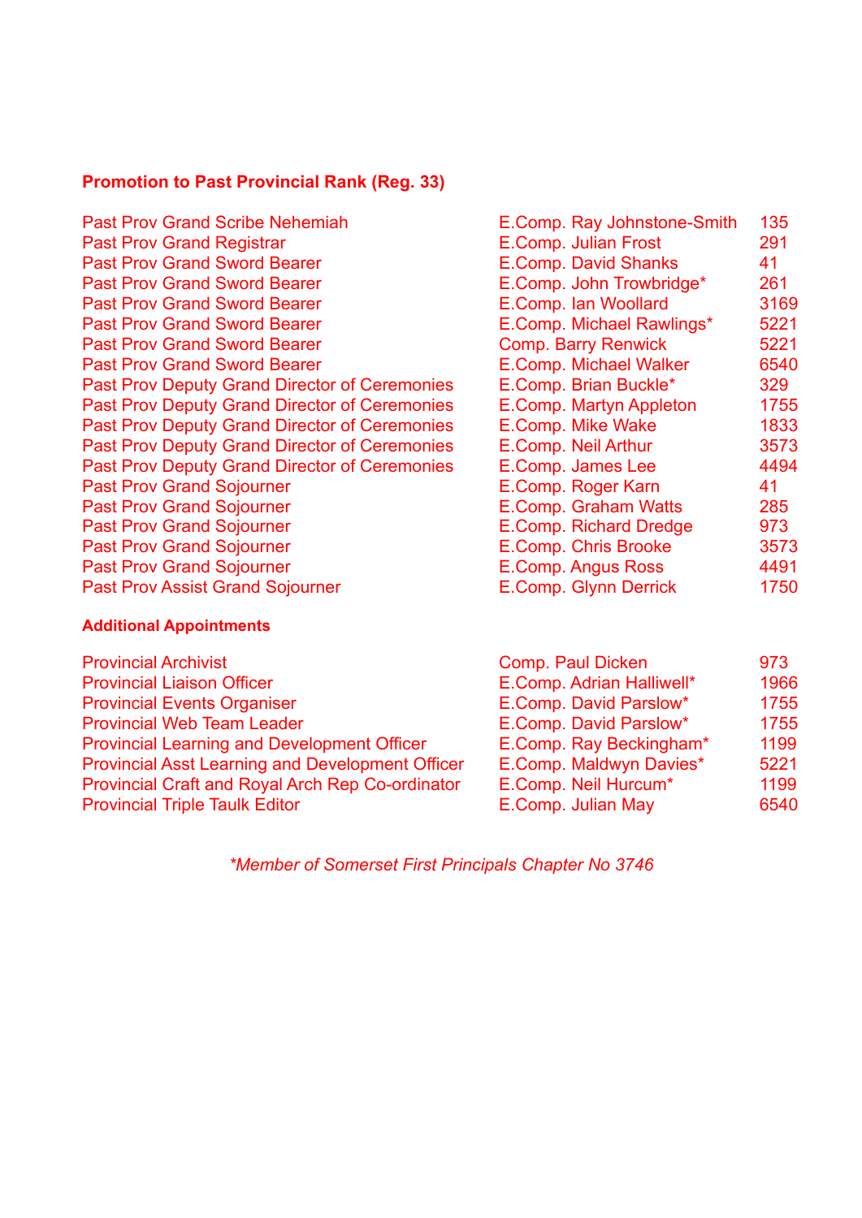### Promotion to Past Provincial Rank (Reg. 33)

| | | |
|---|---|---|
| Past Prov Grand Scribe Nehemiah | E.Comp. Ray Johnstone-Smith | 135 |
| Past Prov Grand Registrar | E.Comp. Julian Frost | 291 |
| Past Prov Grand Sword Bearer | E.Comp. David Shanks | 41 |
| Past Prov Grand Sword Bearer | E.Comp. John Trowbridge* | 261 |
| Past Prov Grand Sword Bearer | E.Comp. Ian Woollard | 3169 |
| Past Prov Grand Sword Bearer | E.Comp. Michael Rawlings* | 5221 |
| Past Prov Grand Sword Bearer | Comp. Barry Renwick | 5221 |
| Past Prov Grand Sword Bearer | E.Comp. Michael Walker | 6540 |
| Past Prov Deputy Grand Director of Ceremonies | E.Comp. Brian Buckle* | 329 |
| Past Prov Deputy Grand Director of Ceremonies | E.Comp. Martyn Appleton | 1755 |
| Past Prov Deputy Grand Director of Ceremonies | E.Comp. Mike Wake | 1833 |
| Past Prov Deputy Grand Director of Ceremonies | E.Comp. Neil Arthur | 3573 |
| Past Prov Deputy Grand Director of Ceremonies | E.Comp. James Lee | 4494 |
| Past Prov Grand Sojourner | E.Comp. Roger Karn | 41 |
| Past Prov Grand Sojourner | E.Comp. Graham Watts | 285 |
| Past Prov Grand Sojourner | E.Comp. Richard Dredge | 973 |
| Past Prov Grand Sojourner | E.Comp. Chris Brooke | 3573 |
| Past Prov Grand Sojourner | E.Comp. Angus Ross | 4491 |
| Past Prov Assist Grand Sojourner | E.Comp. Glynn Derrick | 1750 |

### Additional Appointments

| | | |
|---|---|---|
| Provincial Archivist | Comp. Paul Dicken | 973 |
| Provincial Liaison Officer | E.Comp. Adrian Halliwell* | 1966 |
| Provincial Events Organiser | E.Comp. David Parslow* | 1755 |
| Provincial Web Team Leader | E.Comp. David Parslow* | 1755 |
| Provincial Learning and Development Officer | E.Comp. Ray Beckingham* | 1199 |
| Provincial Asst Learning and Development Officer | E.Comp. Maldwyn Davies* | 5221 |
| Provincial Craft and Royal Arch Rep Co-ordinator | E.Comp. Neil Hurcum* | 1199 |
| Provincial Triple Taulk Editor | E.Comp. Julian May | 6540 |

*\*Member of Somerset First Principals Chapter No 3746*